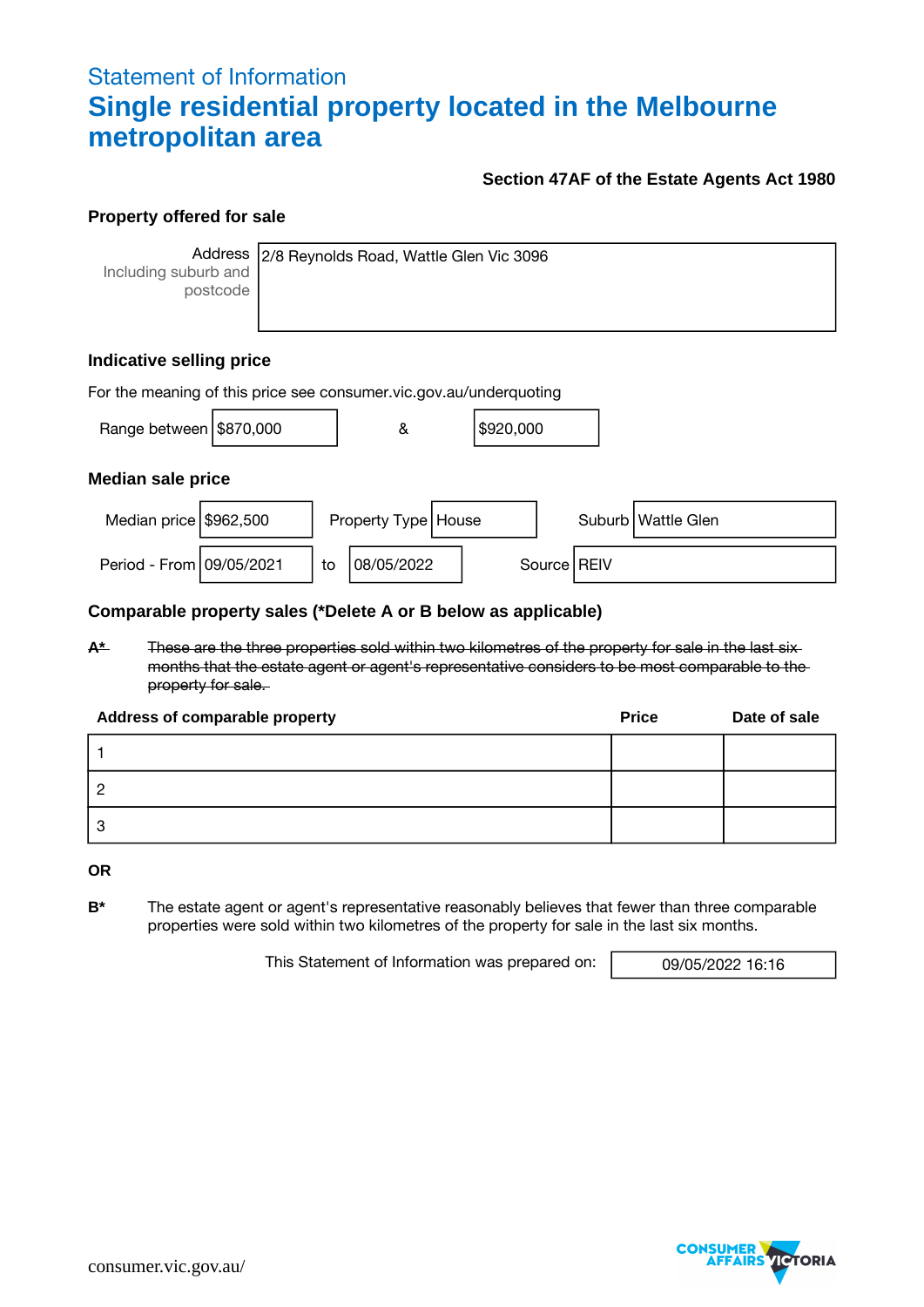Statement of Information

# Single residential property located in the Melbourne metropolitan area

**Section 47AF of the Estate Agents Act 1980**

### Property offered for sale

| Address Including suburb and postcode | 2/8 Reynolds Road, Wattle Glen Vic 3096 |
|---|---|

### Indicative selling price

For the meaning of this price see consumer.vic.gov.au/underquoting

| Range between | $870,000 | & | $920,000 |
|---|---|---|---|

### Median sale price

| Median price | $962,500 | Property Type | House | Suburb | Wattle Glen |
|---|---|---|---|---|---|
| Period - From | 09/05/2021 | to | 08/05/2022 | Source | REIV |

### Comparable property sales (*Delete A or B below as applicable)

~~**A*** These are the three properties sold within two kilometres of the property for sale in the last six months that the estate agent or agent's representative considers to be most comparable to the property for sale.~~

| Address of comparable property | Price | Date of sale |
|---|---|---|
| 1 | | |
| 2 | | |
| 3 | | |

**OR**

**B*** The estate agent or agent's representative reasonably believes that fewer than three comparable properties were sold within two kilometres of the property for sale in the last six months.

This Statement of Information was prepared on: 09/05/2022 16:16

consumer.vic.gov.au/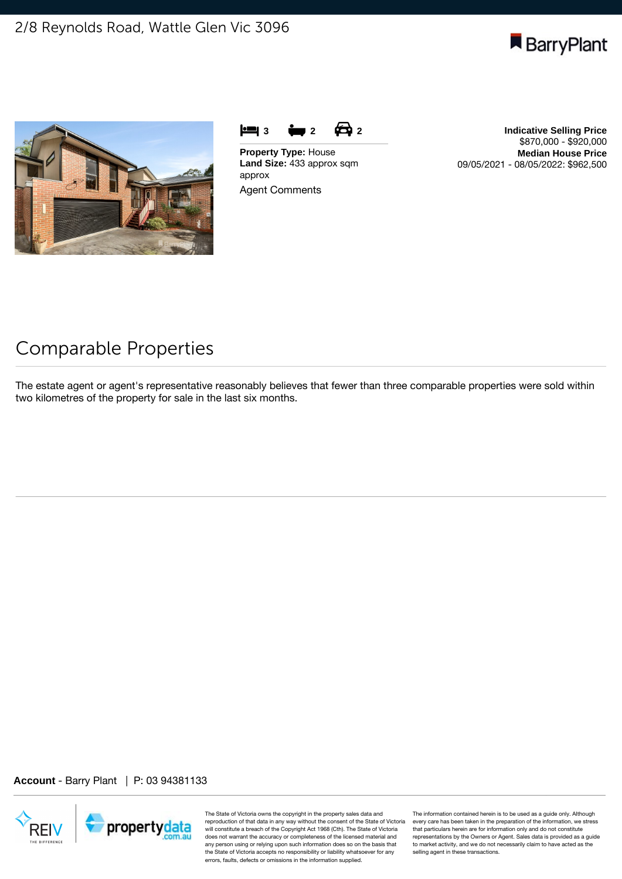2/8 Reynolds Road, Wattle Glen Vic 3096

3 2 2

**Property Type:** House
**Land Size:** 433 approx sqm approx
Agent Comments

**Indicative Selling Price**
$870,000 - $920,000
**Median House Price**
09/05/2021 - 08/05/2022: $962,500

# Comparable Properties

The estate agent or agent's representative reasonably believes that fewer than three comparable properties were sold within two kilometres of the property for sale in the last six months.

**Account** - Barry Plant | P: 03 94381133

The State of Victoria owns the copyright in the property sales data and reproduction of that data in any way without the consent of the State of Victoria will constitute a breach of the Copyright Act 1968 (Cth). The State of Victoria does not warrant the accuracy or completeness of the licensed material and any person using or relying upon such information does so on the basis that the State of Victoria accepts no responsibility or liability whatsoever for any errors, faults, defects or omissions in the information supplied.

The information contained herein is to be used as a guide only. Although every care has been taken in the preparation of the information, we stress that particulars herein are for information only and do not constitute representations by the Owners or Agent. Sales data is provided as a guide to market activity, and we do not necessarily claim to have acted as the selling agent in these transactions.